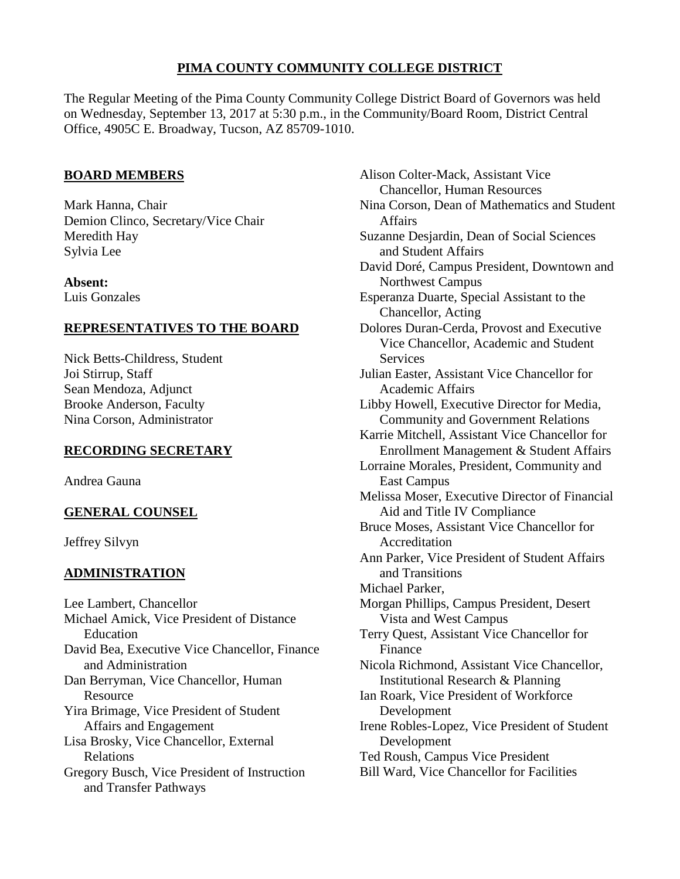**PIMA COUNTY COMMUNITY COLLEGE DISTRICT**

The Regular Meeting of the Pima County Community College District Board of Governors was held on Wednesday, September 13, 2017 at 5:30 p.m., in the Community/Board Room, District Central Office, 4905C E. Broadway, Tucson, AZ 85709-1010.

**BOARD MEMBERS**

Mark Hanna, Chair
Demion Clinco, Secretary/Vice Chair
Meredith Hay
Sylvia Lee

**Absent:**
Luis Gonzales

**REPRESENTATIVES TO THE BOARD**

Nick Betts-Childress, Student
Joi Stirrup, Staff
Sean Mendoza, Adjunct
Brooke Anderson, Faculty
Nina Corson, Administrator

**RECORDING SECRETARY**

Andrea Gauna

**GENERAL COUNSEL**

Jeffrey Silvyn

**ADMINISTRATION**

Lee Lambert, Chancellor
Michael Amick, Vice President of Distance Education
David Bea, Executive Vice Chancellor, Finance and Administration
Dan Berryman, Vice Chancellor, Human Resource
Yira Brimage, Vice President of Student Affairs and Engagement
Lisa Brosky, Vice Chancellor, External Relations
Gregory Busch, Vice President of Instruction and Transfer Pathways
Alison Colter-Mack, Assistant Vice Chancellor, Human Resources
Nina Corson, Dean of Mathematics and Student Affairs
Suzanne Desjardin, Dean of Social Sciences and Student Affairs
David Doré, Campus President, Downtown and Northwest Campus
Esperanza Duarte, Special Assistant to the Chancellor, Acting
Dolores Duran-Cerda, Provost and Executive Vice Chancellor, Academic and Student Services
Julian Easter, Assistant Vice Chancellor for Academic Affairs
Libby Howell, Executive Director for Media, Community and Government Relations
Karrie Mitchell, Assistant Vice Chancellor for Enrollment Management & Student Affairs
Lorraine Morales, President, Community and East Campus
Melissa Moser, Executive Director of Financial Aid and Title IV Compliance
Bruce Moses, Assistant Vice Chancellor for Accreditation
Ann Parker, Vice President of Student Affairs and Transitions
Michael Parker,
Morgan Phillips, Campus President, Desert Vista and West Campus
Terry Quest, Assistant Vice Chancellor for Finance
Nicola Richmond, Assistant Vice Chancellor, Institutional Research & Planning
Ian Roark, Vice President of Workforce Development
Irene Robles-Lopez, Vice President of Student Development
Ted Roush, Campus Vice President
Bill Ward, Vice Chancellor for Facilities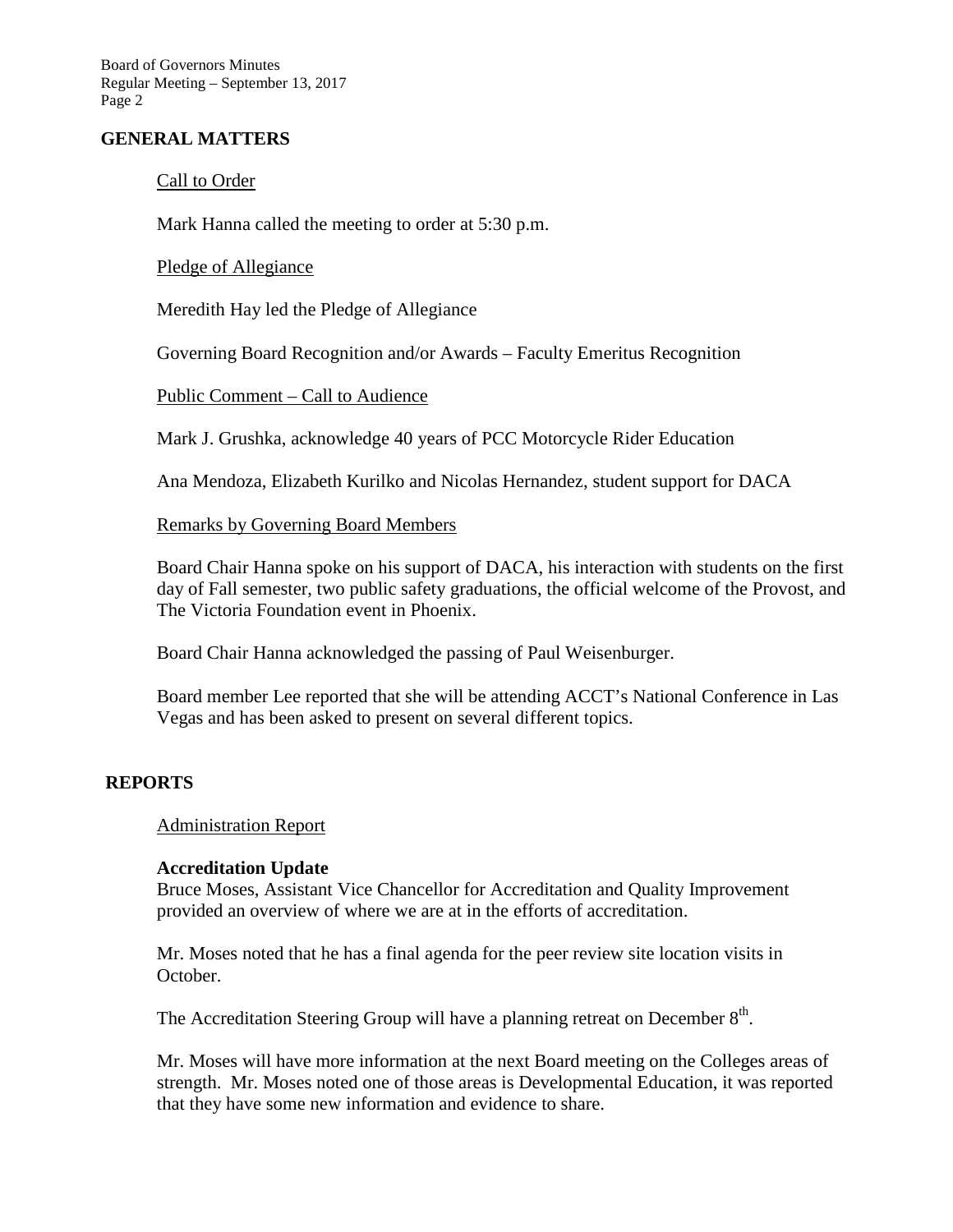## GENERAL MATTERS

Call to Order

Mark Hanna called the meeting to order at 5:30 p.m.

Pledge of Allegiance

Meredith Hay led the Pledge of Allegiance

Governing Board Recognition and/or Awards – Faculty Emeritus Recognition

Public Comment – Call to Audience

Mark J. Grushka, acknowledge 40 years of PCC Motorcycle Rider Education

Ana Mendoza, Elizabeth Kurilko and Nicolas Hernandez, student support for DACA

Remarks by Governing Board Members

Board Chair Hanna spoke on his support of DACA, his interaction with students on the first day of Fall semester, two public safety graduations, the official welcome of the Provost, and The Victoria Foundation event in Phoenix.

Board Chair Hanna acknowledged the passing of Paul Weisenburger.

Board member Lee reported that she will be attending ACCT's National Conference in Las Vegas and has been asked to present on several different topics.

## REPORTS

Administration Report

**Accreditation Update**

Bruce Moses, Assistant Vice Chancellor for Accreditation and Quality Improvement provided an overview of where we are at in the efforts of accreditation.

Mr. Moses noted that he has a final agenda for the peer review site location visits in October.

The Accreditation Steering Group will have a planning retreat on December 8th.

Mr. Moses will have more information at the next Board meeting on the Colleges areas of strength. Mr. Moses noted one of those areas is Developmental Education, it was reported that they have some new information and evidence to share.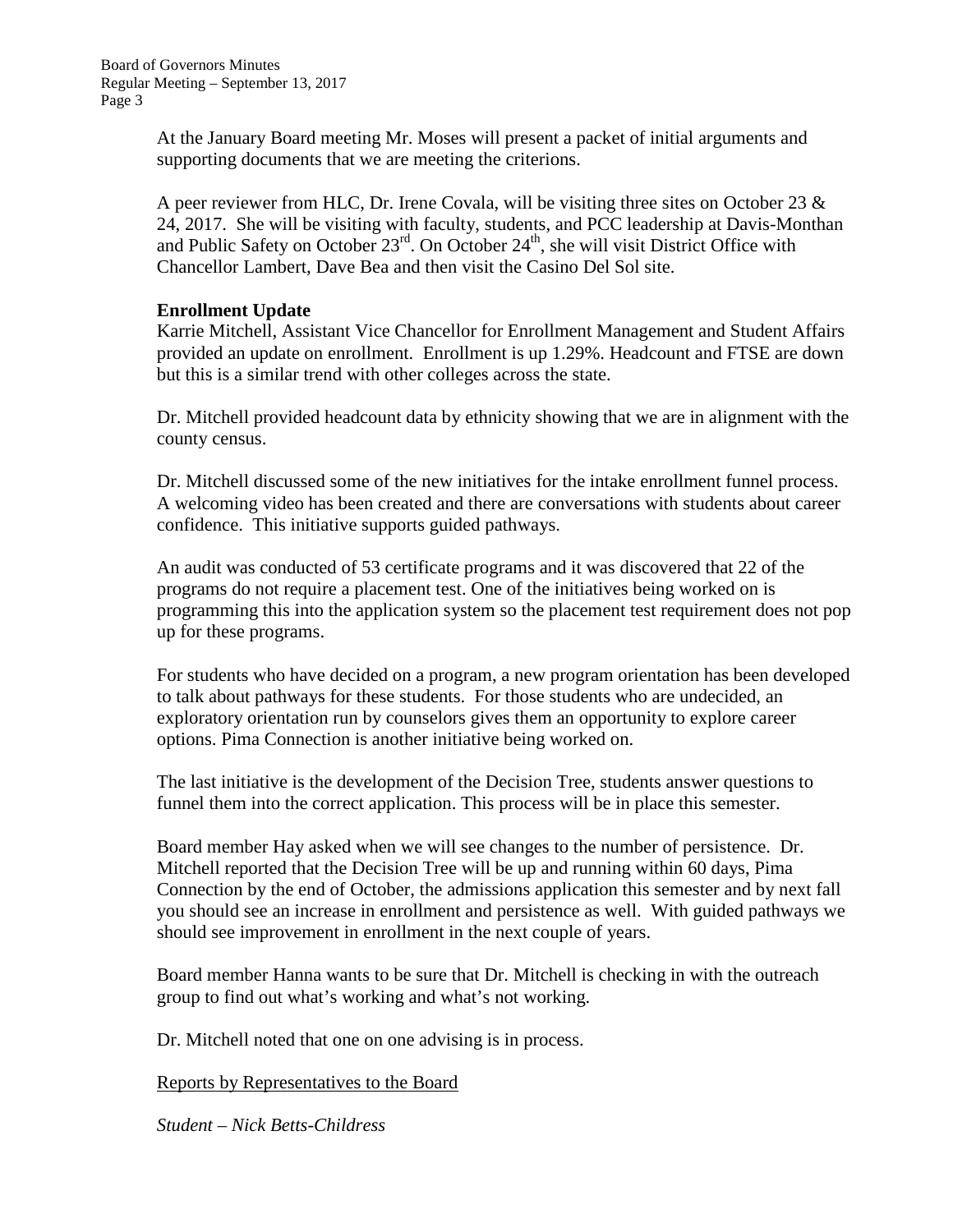At the January Board meeting Mr. Moses will present a packet of initial arguments and supporting documents that we are meeting the criterions.

A peer reviewer from HLC, Dr. Irene Covala, will be visiting three sites on October 23 & 24, 2017. She will be visiting with faculty, students, and PCC leadership at Davis-Monthan and Public Safety on October 23rd. On October 24th, she will visit District Office with Chancellor Lambert, Dave Bea and then visit the Casino Del Sol site.

**Enrollment Update**

Karrie Mitchell, Assistant Vice Chancellor for Enrollment Management and Student Affairs provided an update on enrollment. Enrollment is up 1.29%. Headcount and FTSE are down but this is a similar trend with other colleges across the state.

Dr. Mitchell provided headcount data by ethnicity showing that we are in alignment with the county census.

Dr. Mitchell discussed some of the new initiatives for the intake enrollment funnel process. A welcoming video has been created and there are conversations with students about career confidence. This initiative supports guided pathways.

An audit was conducted of 53 certificate programs and it was discovered that 22 of the programs do not require a placement test. One of the initiatives being worked on is programming this into the application system so the placement test requirement does not pop up for these programs.

For students who have decided on a program, a new program orientation has been developed to talk about pathways for these students. For those students who are undecided, an exploratory orientation run by counselors gives them an opportunity to explore career options. Pima Connection is another initiative being worked on.

The last initiative is the development of the Decision Tree, students answer questions to funnel them into the correct application. This process will be in place this semester.

Board member Hay asked when we will see changes to the number of persistence. Dr. Mitchell reported that the Decision Tree will be up and running within 60 days, Pima Connection by the end of October, the admissions application this semester and by next fall you should see an increase in enrollment and persistence as well. With guided pathways we should see improvement in enrollment in the next couple of years.

Board member Hanna wants to be sure that Dr. Mitchell is checking in with the outreach group to find out what's working and what's not working.

Dr. Mitchell noted that one on one advising is in process.

Reports by Representatives to the Board

*Student – Nick Betts-Childress*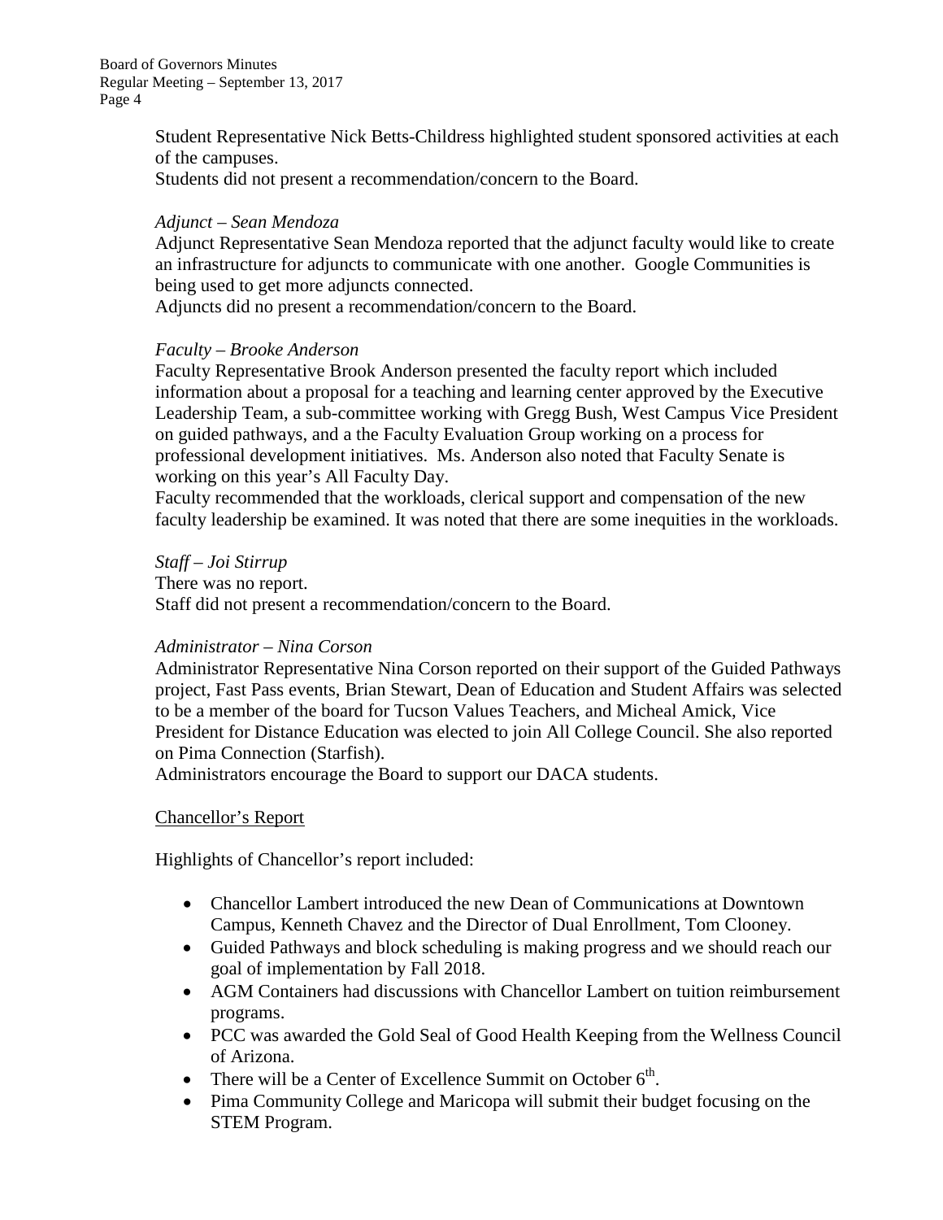Student Representative Nick Betts-Childress highlighted student sponsored activities at each of the campuses.
Students did not present a recommendation/concern to the Board.

*Adjunct – Sean Mendoza*
Adjunct Representative Sean Mendoza reported that the adjunct faculty would like to create an infrastructure for adjuncts to communicate with one another. Google Communities is being used to get more adjuncts connected.
Adjuncts did no present a recommendation/concern to the Board.

*Faculty – Brooke Anderson*
Faculty Representative Brook Anderson presented the faculty report which included information about a proposal for a teaching and learning center approved by the Executive Leadership Team, a sub-committee working with Gregg Bush, West Campus Vice President on guided pathways, and a the Faculty Evaluation Group working on a process for professional development initiatives. Ms. Anderson also noted that Faculty Senate is working on this year's All Faculty Day.
Faculty recommended that the workloads, clerical support and compensation of the new faculty leadership be examined. It was noted that there are some inequities in the workloads.

*Staff – Joi Stirrup*
There was no report.
Staff did not present a recommendation/concern to the Board.

*Administrator – Nina Corson*
Administrator Representative Nina Corson reported on their support of the Guided Pathways project, Fast Pass events, Brian Stewart, Dean of Education and Student Affairs was selected to be a member of the board for Tucson Values Teachers, and Micheal Amick, Vice President for Distance Education was elected to join All College Council. She also reported on Pima Connection (Starfish).
Administrators encourage the Board to support our DACA students.

Chancellor's Report

Highlights of Chancellor's report included:

- Chancellor Lambert introduced the new Dean of Communications at Downtown Campus, Kenneth Chavez and the Director of Dual Enrollment, Tom Clooney.
- Guided Pathways and block scheduling is making progress and we should reach our goal of implementation by Fall 2018.
- AGM Containers had discussions with Chancellor Lambert on tuition reimbursement programs.
- PCC was awarded the Gold Seal of Good Health Keeping from the Wellness Council of Arizona.
- There will be a Center of Excellence Summit on October 6th.
- Pima Community College and Maricopa will submit their budget focusing on the STEM Program.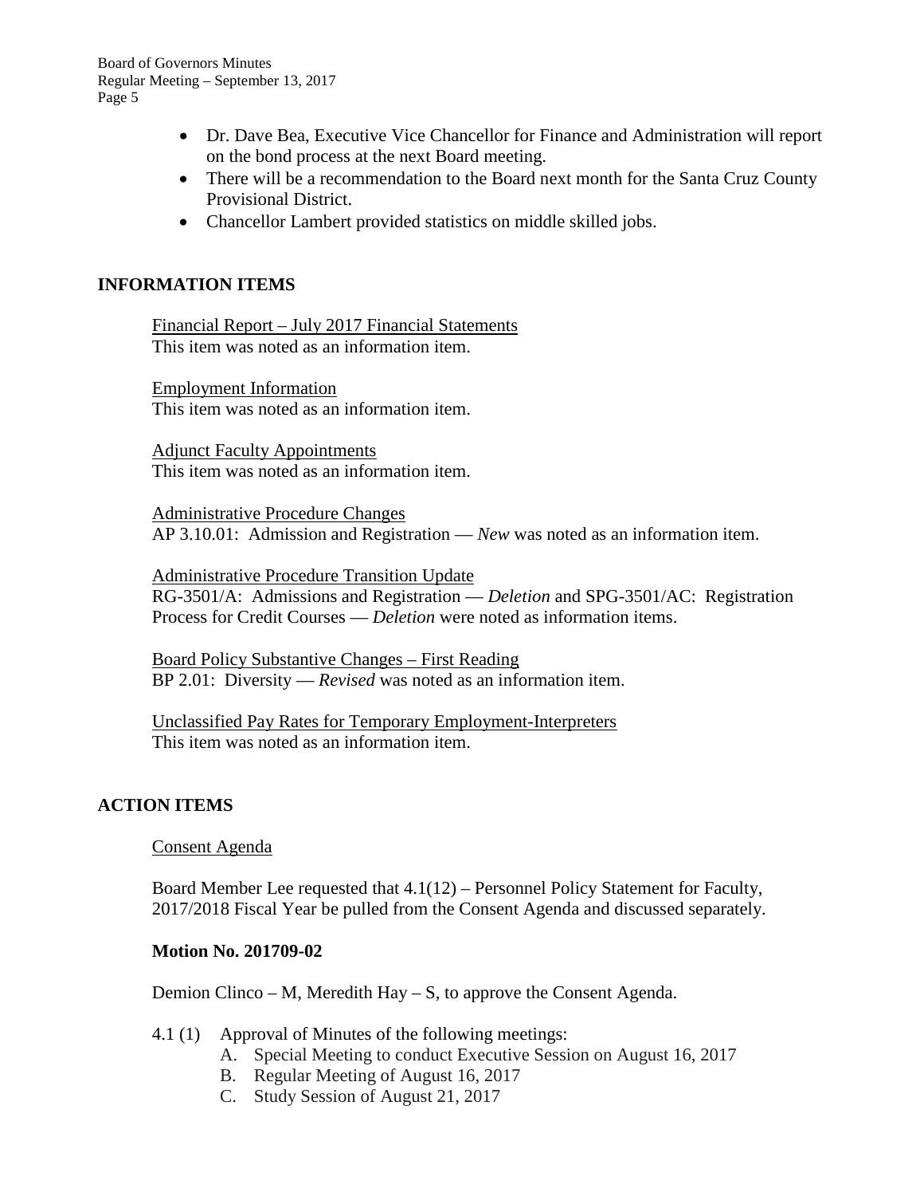- Dr. Dave Bea, Executive Vice Chancellor for Finance and Administration will report on the bond process at the next Board meeting.
- There will be a recommendation to the Board next month for the Santa Cruz County Provisional District.
- Chancellor Lambert provided statistics on middle skilled jobs.

## INFORMATION ITEMS

Financial Report – July 2017 Financial Statements
This item was noted as an information item.

Employment Information
This item was noted as an information item.

Adjunct Faculty Appointments
This item was noted as an information item.

Administrative Procedure Changes
AP 3.10.01: Admission and Registration — *New* was noted as an information item.

Administrative Procedure Transition Update
RG-3501/A: Admissions and Registration — *Deletion* and SPG-3501/AC: Registration Process for Credit Courses — *Deletion* were noted as information items.

Board Policy Substantive Changes – First Reading
BP 2.01: Diversity — *Revised* was noted as an information item.

Unclassified Pay Rates for Temporary Employment-Interpreters
This item was noted as an information item.

## ACTION ITEMS

Consent Agenda

Board Member Lee requested that 4.1(12) – Personnel Policy Statement for Faculty, 2017/2018 Fiscal Year be pulled from the Consent Agenda and discussed separately.

**Motion No. 201709-02**

Demion Clinco – M, Meredith Hay – S, to approve the Consent Agenda.

4.1 (1) Approval of Minutes of the following meetings:

A. Special Meeting to conduct Executive Session on August 16, 2017
B. Regular Meeting of August 16, 2017
C. Study Session of August 21, 2017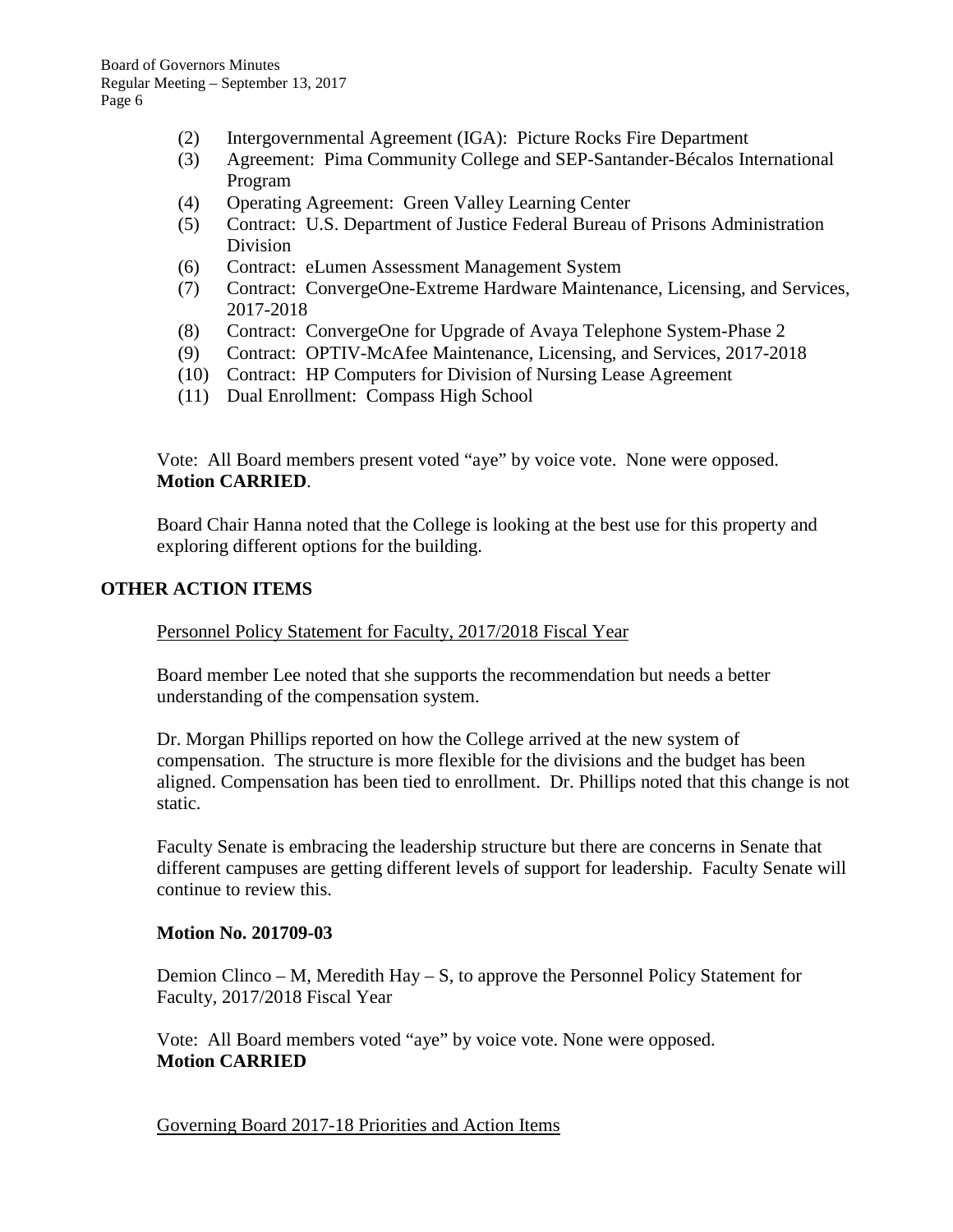(2) Intergovernmental Agreement (IGA): Picture Rocks Fire Department
(3) Agreement: Pima Community College and SEP-Santander-Bécalos International Program
(4) Operating Agreement: Green Valley Learning Center
(5) Contract: U.S. Department of Justice Federal Bureau of Prisons Administration Division
(6) Contract: eLumen Assessment Management System
(7) Contract: ConvergeOne-Extreme Hardware Maintenance, Licensing, and Services, 2017-2018
(8) Contract: ConvergeOne for Upgrade of Avaya Telephone System-Phase 2
(9) Contract: OPTIV-McAfee Maintenance, Licensing, and Services, 2017-2018
(10) Contract: HP Computers for Division of Nursing Lease Agreement
(11) Dual Enrollment: Compass High School

Vote: All Board members present voted "aye" by voice vote. None were opposed.
**Motion CARRIED**.

Board Chair Hanna noted that the College is looking at the best use for this property and exploring different options for the building.

## OTHER ACTION ITEMS

Personnel Policy Statement for Faculty, 2017/2018 Fiscal Year

Board member Lee noted that she supports the recommendation but needs a better understanding of the compensation system.

Dr. Morgan Phillips reported on how the College arrived at the new system of compensation. The structure is more flexible for the divisions and the budget has been aligned. Compensation has been tied to enrollment. Dr. Phillips noted that this change is not static.

Faculty Senate is embracing the leadership structure but there are concerns in Senate that different campuses are getting different levels of support for leadership. Faculty Senate will continue to review this.

**Motion No. 201709-03**

Demion Clinco – M, Meredith Hay – S, to approve the Personnel Policy Statement for Faculty, 2017/2018 Fiscal Year

Vote: All Board members voted "aye" by voice vote. None were opposed.
**Motion CARRIED**

Governing Board 2017-18 Priorities and Action Items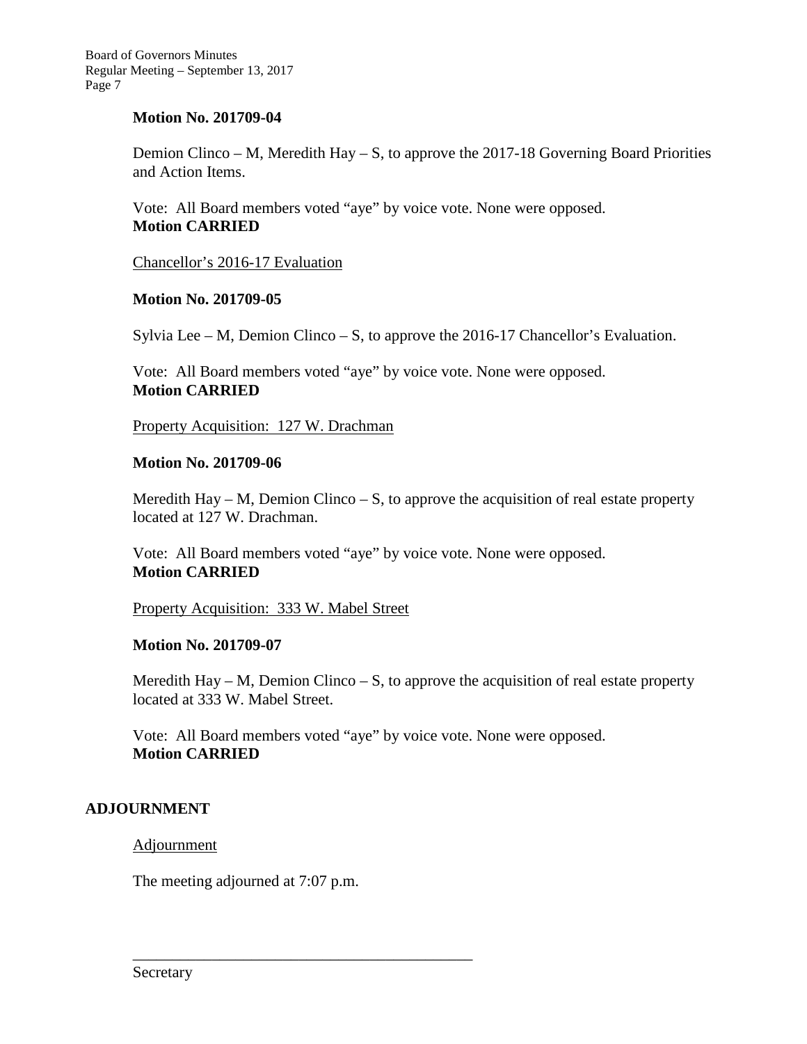**Motion No. 201709-04**

Demion Clinco – M, Meredith Hay – S, to approve the 2017-18 Governing Board Priorities and Action Items.

Vote: All Board members voted "aye" by voice vote. None were opposed.
**Motion CARRIED**

Chancellor's 2016-17 Evaluation

**Motion No. 201709-05**

Sylvia Lee – M, Demion Clinco – S, to approve the 2016-17 Chancellor's Evaluation.

Vote: All Board members voted "aye" by voice vote. None were opposed.
**Motion CARRIED**

Property Acquisition: 127 W. Drachman

**Motion No. 201709-06**

Meredith Hay – M, Demion Clinco – S, to approve the acquisition of real estate property located at 127 W. Drachman.

Vote: All Board members voted "aye" by voice vote. None were opposed.
**Motion CARRIED**

Property Acquisition: 333 W. Mabel Street

**Motion No. 201709-07**

Meredith Hay – M, Demion Clinco – S, to approve the acquisition of real estate property located at 333 W. Mabel Street.

Vote: All Board members voted "aye" by voice vote. None were opposed.
**Motion CARRIED**

## ADJOURNMENT

Adjournment

The meeting adjourned at 7:07 p.m.

\_\_\_\_\_\_\_\_\_\_\_\_\_\_\_\_\_\_\_\_\_\_\_\_\_\_\_\_\_\_\_\_\_\_\_\_\_\_\_\_\_\_\_\_

Secretary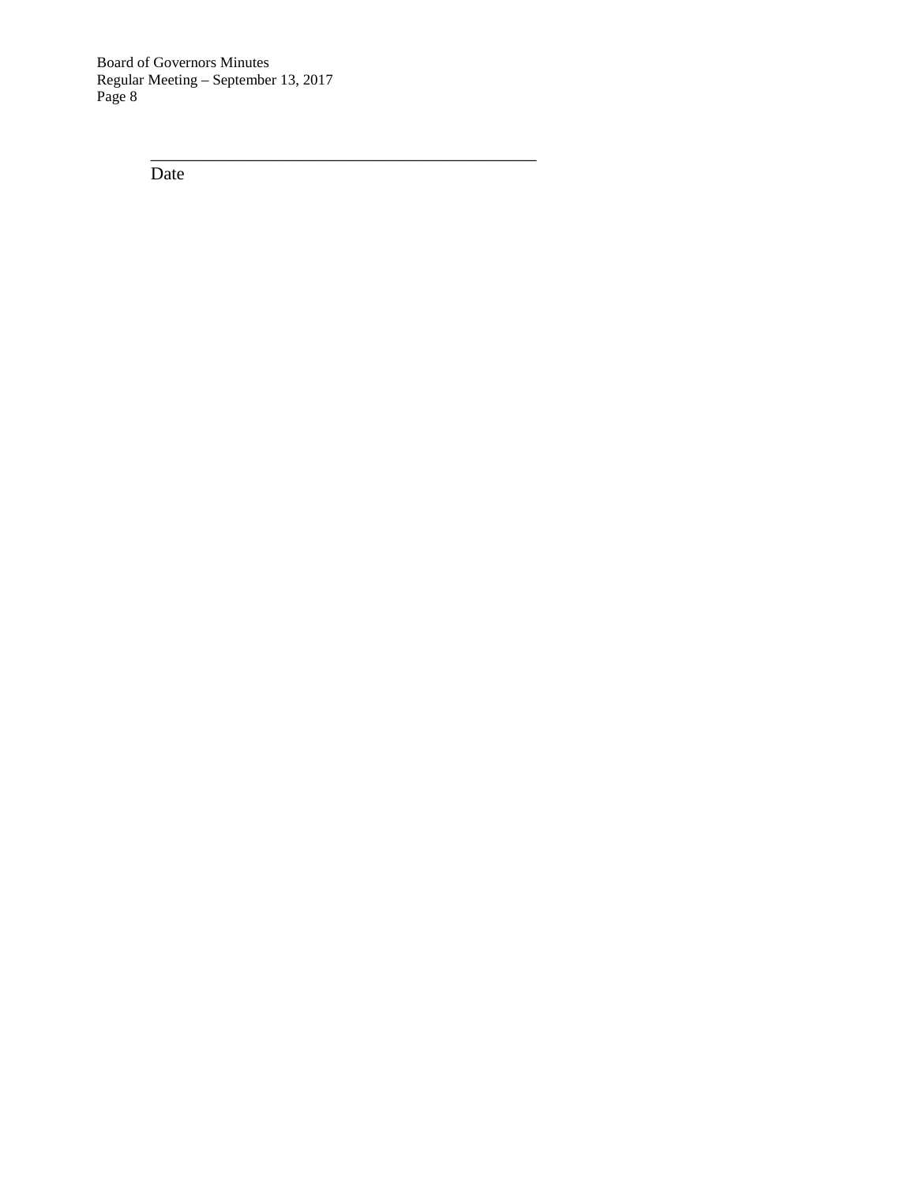\_\_\_\_\_\_\_\_\_\_\_\_\_\_\_\_\_\_\_\_\_\_\_\_\_\_\_\_\_\_\_\_\_\_\_\_\_\_\_\_\_\_\_\_\_\_

Date